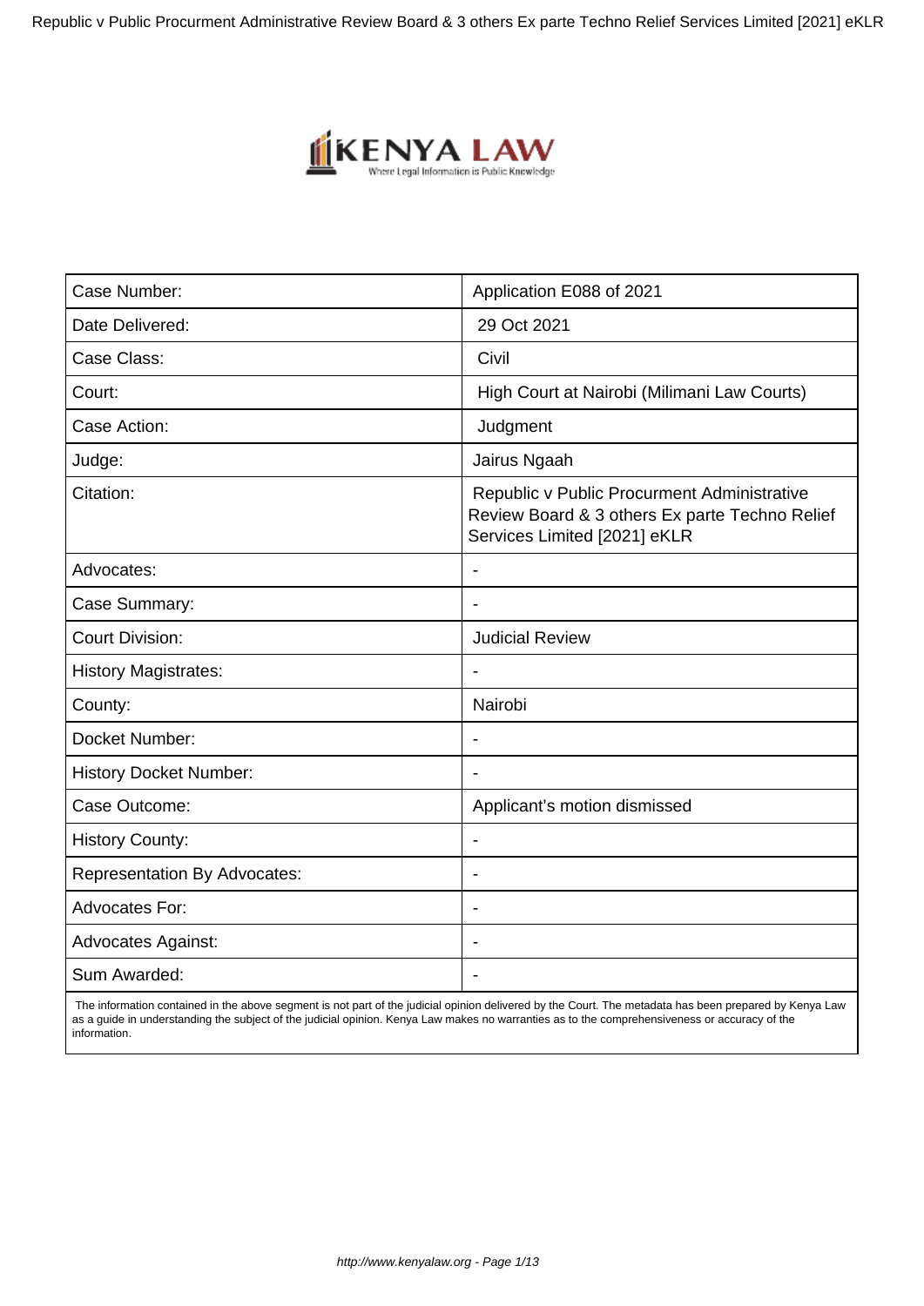| Case Number: | Application E088 of 2021 |
| --- | --- |
| Date Delivered: | 29 Oct 2021 |
| Case Class: | Civil |
| Court: | High Court at Nairobi (Milimani Law Courts) |
| Case Action: | Judgment |
| Judge: | Jairus Ngaah |
| Citation: | Republic v Public Procurement Administrative Review Board & 3 others Ex parte Techno Relief Services Limited [2021] eKLR |
| Advocates: | - |
| Case Summary: | - |
| Court Division: | Judicial Review |
| History Magistrates: | - |
| County: | Nairobi |
| Docket Number: | - |
| History Docket Number: | - |
| Case Outcome: | Applicant's motion dismissed |
| History County: | - |
| Representation By Advocates: | - |
| Advocates For: | - |
| Advocates Against: | - |
| Sum Awarded: | - |

The information contained in the above segment is not part of the judicial opinion delivered by the Court. The metadata has been prepared by Kenya Law as a guide in understanding the subject of the judicial opinion. Kenya Law makes no warranties as to the comprehensiveness or accuracy of the information.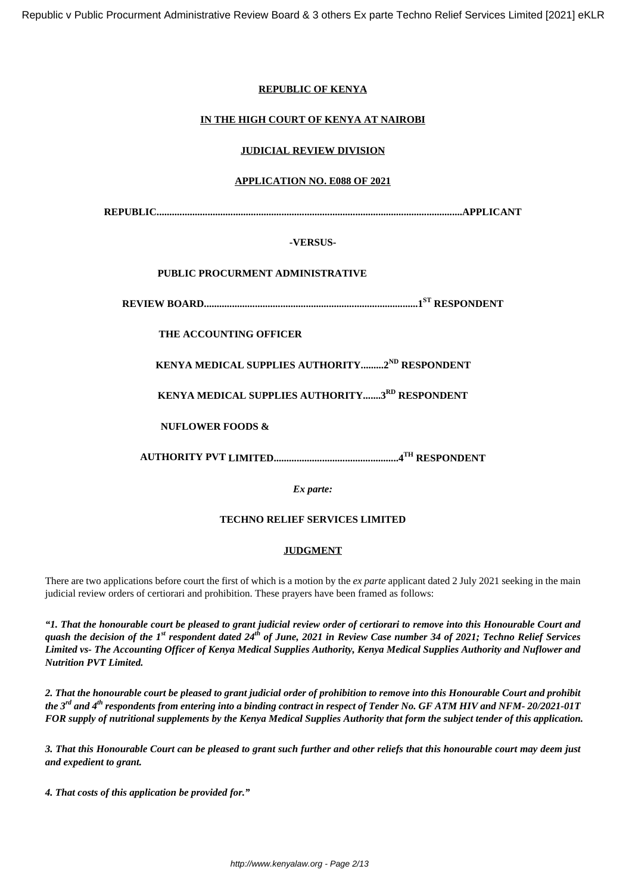**REPUBLIC OF KENYA**

**IN THE HIGH COURT OF KENYA AT NAIROBI**

**JUDICIAL REVIEW DIVISION**

**APPLICATION NO. E088 OF 2021**

**REPUBLIC......................................................................................................................APPLICANT**

**-VERSUS-**

**PUBLIC PROCURMENT ADMINISTRATIVE**

**REVIEW BOARD...................................................................................1ST RESPONDENT**

**THE ACCOUNTING OFFICER**

**KENYA MEDICAL SUPPLIES AUTHORITY.........2ND RESPONDENT**

**KENYA MEDICAL SUPPLIES AUTHORITY.......3RD RESPONDENT**

**NUFLOWER FOODS &**

**AUTHORITY PVT LIMITED................................................4TH RESPONDENT**

*Ex parte:*

**TECHNO RELIEF SERVICES LIMITED**

**JUDGMENT**

There are two applications before court the first of which is a motion by the *ex parte* applicant dated 2 July 2021 seeking in the main judicial review orders of certiorari and prohibition. These prayers have been framed as follows:

***"1. That the honourable court be pleased to grant judicial review order of certiorari to remove into this Honourable Court and quash the decision of the 1st respondent dated 24th of June, 2021 in Review Case number 34 of 2021; Techno Relief Services Limited vs- The Accounting Officer of Kenya Medical Supplies Authority, Kenya Medical Supplies Authority and Nuflower and Nutrition PVT Limited.***

***2. That the honourable court be pleased to grant judicial order of prohibition to remove into this Honourable Court and prohibit the 3rd and 4th respondents from entering into a binding contract in respect of Tender No. GF ATM HIV and NFM- 20/2021-01T FOR supply of nutritional supplements by the Kenya Medical Supplies Authority that form the subject tender of this application.***

***3. That this Honourable Court can be pleased to grant such further and other reliefs that this honourable court may deem just and expedient to grant.***

***4. That costs of this application be provided for."***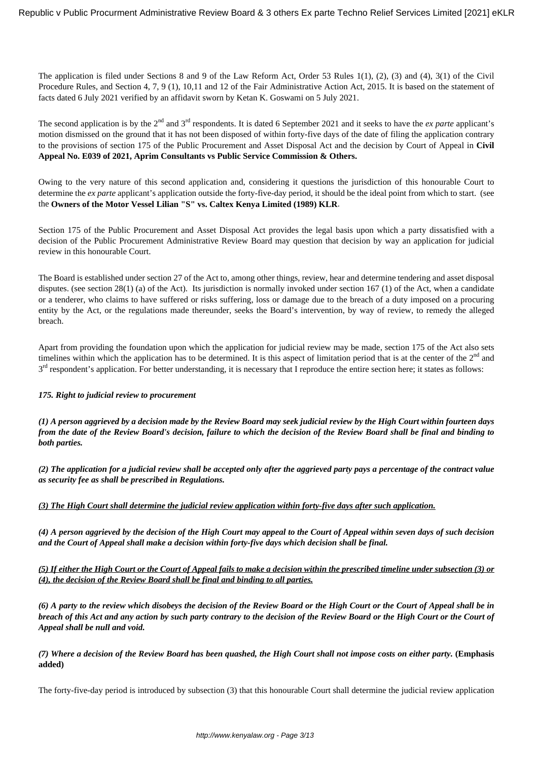The application is filed under Sections 8 and 9 of the Law Reform Act, Order 53 Rules 1(1), (2), (3) and (4), 3(1) of the Civil Procedure Rules, and Section 4, 7, 9 (1), 10,11 and 12 of the Fair Administrative Action Act, 2015. It is based on the statement of facts dated 6 July 2021 verified by an affidavit sworn by Ketan K. Goswami on 5 July 2021.

The second application is by the 2nd and 3rd respondents. It is dated 6 September 2021 and it seeks to have the *ex parte* applicant's motion dismissed on the ground that it has not been disposed of within forty-five days of the date of filing the application contrary to the provisions of section 175 of the Public Procurement and Asset Disposal Act and the decision by Court of Appeal in **Civil Appeal No. E039 of 2021, Aprim Consultants vs Public Service Commission & Others.**

Owing to the very nature of this second application and, considering it questions the jurisdiction of this honourable Court to determine the *ex parte* applicant's application outside the forty-five-day period, it should be the ideal point from which to start. (see the **Owners of the Motor Vessel Lilian "S" vs. Caltex Kenya Limited (1989) KLR**.

Section 175 of the Public Procurement and Asset Disposal Act provides the legal basis upon which a party dissatisfied with a decision of the Public Procurement Administrative Review Board may question that decision by way an application for judicial review in this honourable Court.

The Board is established under section 27 of the Act to, among other things, review, hear and determine tendering and asset disposal disputes. (see section 28(1) (a) of the Act). Its jurisdiction is normally invoked under section 167 (1) of the Act, when a candidate or a tenderer, who claims to have suffered or risks suffering, loss or damage due to the breach of a duty imposed on a procuring entity by the Act, or the regulations made thereunder, seeks the Board's intervention, by way of review, to remedy the alleged breach.

Apart from providing the foundation upon which the application for judicial review may be made, section 175 of the Act also sets timelines within which the application has to be determined. It is this aspect of limitation period that is at the center of the 2nd and 3rd respondent's application. For better understanding, it is necessary that I reproduce the entire section here; it states as follows:

***175. Right to judicial review to procurement***

***(1) A person aggrieved by a decision made by the Review Board may seek judicial review by the High Court within fourteen days from the date of the Review Board's decision, failure to which the decision of the Review Board shall be final and binding to both parties.***

***(2) The application for a judicial review shall be accepted only after the aggrieved party pays a percentage of the contract value as security fee as shall be prescribed in Regulations.***

***<u>(3) The High Court shall determine the judicial review application within forty-five days after such application.</u>***

***(4) A person aggrieved by the decision of the High Court may appeal to the Court of Appeal within seven days of such decision and the Court of Appeal shall make a decision within forty-five days which decision shall be final.***

***<u>(5) If either the High Court or the Court of Appeal fails to make a decision within the prescribed timeline under subsection (3) or (4), the decision of the Review Board shall be final and binding to all parties.</u>***

***(6) A party to the review which disobeys the decision of the Review Board or the High Court or the Court of Appeal shall be in breach of this Act and any action by such party contrary to the decision of the Review Board or the High Court or the Court of Appeal shall be null and void.***

***(7) Where a decision of the Review Board has been quashed, the High Court shall not impose costs on either party.*** **(Emphasis added)**

The forty-five-day period is introduced by subsection (3) that this honourable Court shall determine the judicial review application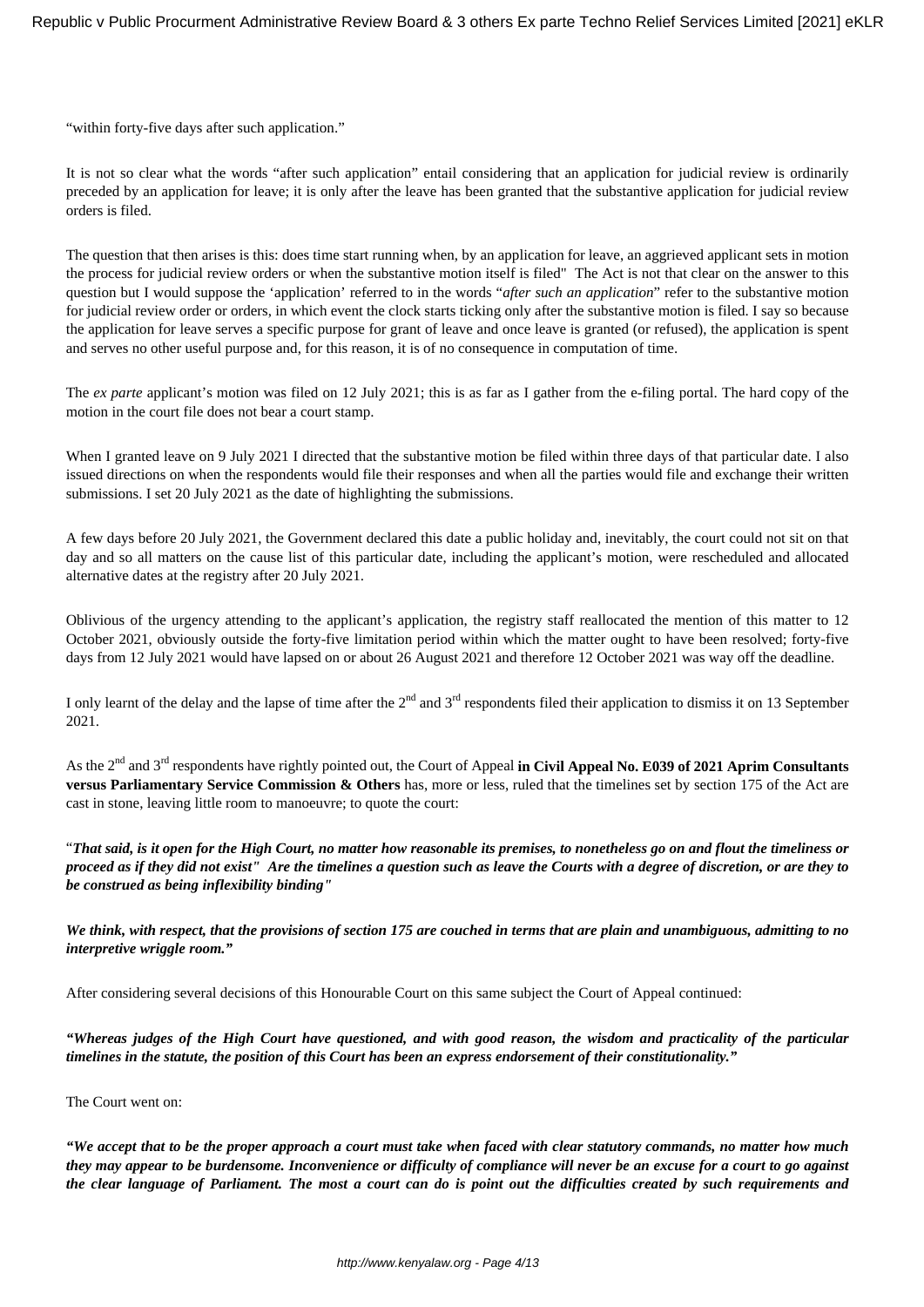"within forty-five days after such application."

It is not so clear what the words "after such application" entail considering that an application for judicial review is ordinarily preceded by an application for leave; it is only after the leave has been granted that the substantive application for judicial review orders is filed.

The question that then arises is this: does time start running when, by an application for leave, an aggrieved applicant sets in motion the process for judicial review orders or when the substantive motion itself is filed" The Act is not that clear on the answer to this question but I would suppose the 'application' referred to in the words "*after such an application*" refer to the substantive motion for judicial review order or orders, in which event the clock starts ticking only after the substantive motion is filed. I say so because the application for leave serves a specific purpose for grant of leave and once leave is granted (or refused), the application is spent and serves no other useful purpose and, for this reason, it is of no consequence in computation of time.

The *ex parte* applicant's motion was filed on 12 July 2021; this is as far as I gather from the e-filing portal. The hard copy of the motion in the court file does not bear a court stamp.

When I granted leave on 9 July 2021 I directed that the substantive motion be filed within three days of that particular date. I also issued directions on when the respondents would file their responses and when all the parties would file and exchange their written submissions. I set 20 July 2021 as the date of highlighting the submissions.

A few days before 20 July 2021, the Government declared this date a public holiday and, inevitably, the court could not sit on that day and so all matters on the cause list of this particular date, including the applicant's motion, were rescheduled and allocated alternative dates at the registry after 20 July 2021.

Oblivious of the urgency attending to the applicant's application, the registry staff reallocated the mention of this matter to 12 October 2021, obviously outside the forty-five limitation period within which the matter ought to have been resolved; forty-five days from 12 July 2021 would have lapsed on or about 26 August 2021 and therefore 12 October 2021 was way off the deadline.

I only learnt of the delay and the lapse of time after the 2nd and 3rd respondents filed their application to dismiss it on 13 September 2021.

As the 2nd and 3rd respondents have rightly pointed out, the Court of Appeal **in Civil Appeal No. E039 of 2021 Aprim Consultants versus Parliamentary Service Commission & Others** has, more or less, ruled that the timelines set by section 175 of the Act are cast in stone, leaving little room to manoeuvre; to quote the court:

"***That said, is it open for the High Court, no matter how reasonable its premises, to nonetheless go on and flout the timeliness or proceed as if they did not exist" Are the timelines a question such as leave the Courts with a degree of discretion, or are they to be construed as being inflexibility binding"***

***We think, with respect, that the provisions of section 175 are couched in terms that are plain and unambiguous, admitting to no interpretive wriggle room."***

After considering several decisions of this Honourable Court on this same subject the Court of Appeal continued:

***"Whereas judges of the High Court have questioned, and with good reason, the wisdom and practicality of the particular timelines in the statute, the position of this Court has been an express endorsement of their constitutionality."***

The Court went on:

***"We accept that to be the proper approach a court must take when faced with clear statutory commands, no matter how much they may appear to be burdensome. Inconvenience or difficulty of compliance will never be an excuse for a court to go against the clear language of Parliament. The most a court can do is point out the difficulties created by such requirements and***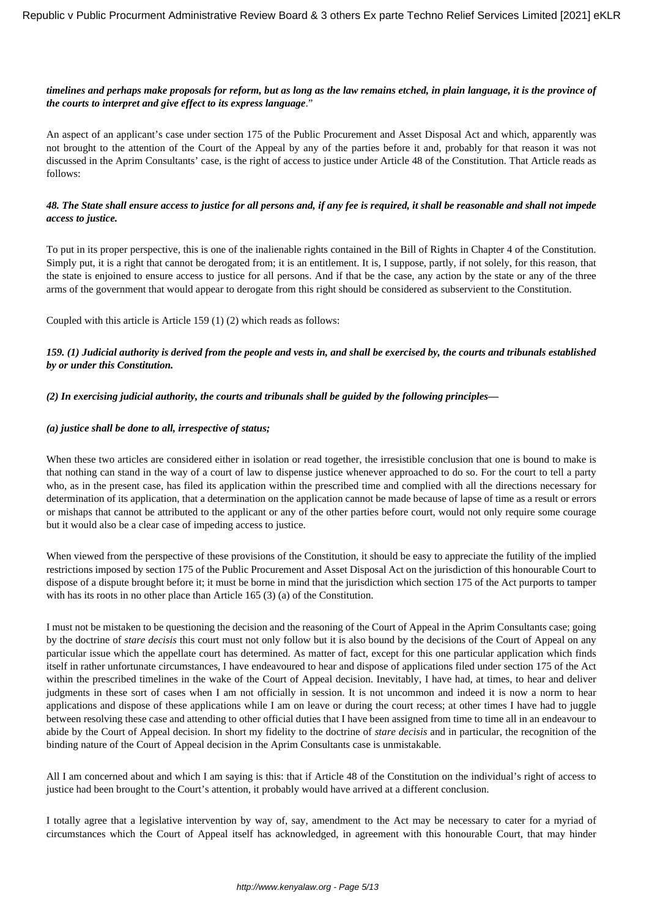***timelines and perhaps make proposals for reform, but as long as the law remains etched, in plain language, it is the province of the courts to interpret and give effect to its express language*.**"

An aspect of an applicant's case under section 175 of the Public Procurement and Asset Disposal Act and which, apparently was not brought to the attention of the Court of the Appeal by any of the parties before it and, probably for that reason it was not discussed in the Aprim Consultants' case, is the right of access to justice under Article 48 of the Constitution. That Article reads as follows:

***48. The State shall ensure access to justice for all persons and, if any fee is required, it shall be reasonable and shall not impede access to justice.***

To put in its proper perspective, this is one of the inalienable rights contained in the Bill of Rights in Chapter 4 of the Constitution. Simply put, it is a right that cannot be derogated from; it is an entitlement. It is, I suppose, partly, if not solely, for this reason, that the state is enjoined to ensure access to justice for all persons. And if that be the case, any action by the state or any of the three arms of the government that would appear to derogate from this right should be considered as subservient to the Constitution.

Coupled with this article is Article 159 (1) (2) which reads as follows:

***159. (1) Judicial authority is derived from the people and vests in, and shall be exercised by, the courts and tribunals established by or under this Constitution.***

***(2) In exercising judicial authority, the courts and tribunals shall be guided by the following principles—***

***(a) justice shall be done to all, irrespective of status;***

When these two articles are considered either in isolation or read together, the irresistible conclusion that one is bound to make is that nothing can stand in the way of a court of law to dispense justice whenever approached to do so. For the court to tell a party who, as in the present case, has filed its application within the prescribed time and complied with all the directions necessary for determination of its application, that a determination on the application cannot be made because of lapse of time as a result or errors or mishaps that cannot be attributed to the applicant or any of the other parties before court, would not only require some courage but it would also be a clear case of impeding access to justice.

When viewed from the perspective of these provisions of the Constitution, it should be easy to appreciate the futility of the implied restrictions imposed by section 175 of the Public Procurement and Asset Disposal Act on the jurisdiction of this honourable Court to dispose of a dispute brought before it; it must be borne in mind that the jurisdiction which section 175 of the Act purports to tamper with has its roots in no other place than Article 165 (3) (a) of the Constitution.

I must not be mistaken to be questioning the decision and the reasoning of the Court of Appeal in the Aprim Consultants case; going by the doctrine of *stare decisis* this court must not only follow but it is also bound by the decisions of the Court of Appeal on any particular issue which the appellate court has determined. As matter of fact, except for this one particular application which finds itself in rather unfortunate circumstances, I have endeavoured to hear and dispose of applications filed under section 175 of the Act within the prescribed timelines in the wake of the Court of Appeal decision. Inevitably, I have had, at times, to hear and deliver judgments in these sort of cases when I am not officially in session. It is not uncommon and indeed it is now a norm to hear applications and dispose of these applications while I am on leave or during the court recess; at other times I have had to juggle between resolving these case and attending to other official duties that I have been assigned from time to time all in an endeavour to abide by the Court of Appeal decision. In short my fidelity to the doctrine of *stare decisis* and in particular, the recognition of the binding nature of the Court of Appeal decision in the Aprim Consultants case is unmistakable.

All I am concerned about and which I am saying is this: that if Article 48 of the Constitution on the individual's right of access to justice had been brought to the Court's attention, it probably would have arrived at a different conclusion.

I totally agree that a legislative intervention by way of, say, amendment to the Act may be necessary to cater for a myriad of circumstances which the Court of Appeal itself has acknowledged, in agreement with this honourable Court, that may hinder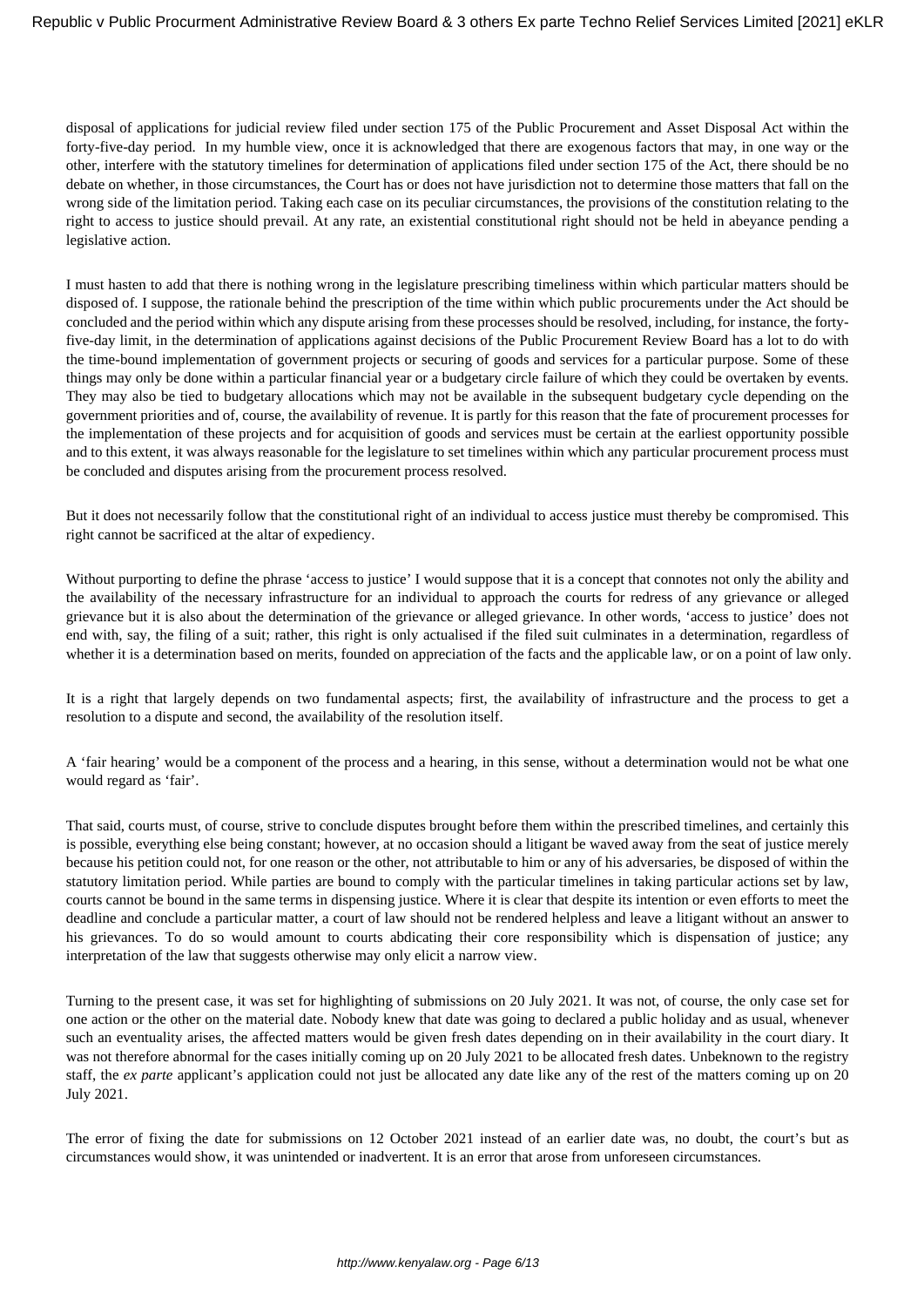disposal of applications for judicial review filed under section 175 of the Public Procurement and Asset Disposal Act within the forty-five-day period. In my humble view, once it is acknowledged that there are exogenous factors that may, in one way or the other, interfere with the statutory timelines for determination of applications filed under section 175 of the Act, there should be no debate on whether, in those circumstances, the Court has or does not have jurisdiction not to determine those matters that fall on the wrong side of the limitation period. Taking each case on its peculiar circumstances, the provisions of the constitution relating to the right to access to justice should prevail. At any rate, an existential constitutional right should not be held in abeyance pending a legislative action.

I must hasten to add that there is nothing wrong in the legislature prescribing timeliness within which particular matters should be disposed of. I suppose, the rationale behind the prescription of the time within which public procurements under the Act should be concluded and the period within which any dispute arising from these processes should be resolved, including, for instance, the forty-five-day limit, in the determination of applications against decisions of the Public Procurement Review Board has a lot to do with the time-bound implementation of government projects or securing of goods and services for a particular purpose. Some of these things may only be done within a particular financial year or a budgetary circle failure of which they could be overtaken by events. They may also be tied to budgetary allocations which may not be available in the subsequent budgetary cycle depending on the government priorities and of, course, the availability of revenue. It is partly for this reason that the fate of procurement processes for the implementation of these projects and for acquisition of goods and services must be certain at the earliest opportunity possible and to this extent, it was always reasonable for the legislature to set timelines within which any particular procurement process must be concluded and disputes arising from the procurement process resolved.

But it does not necessarily follow that the constitutional right of an individual to access justice must thereby be compromised. This right cannot be sacrificed at the altar of expediency.

Without purporting to define the phrase 'access to justice' I would suppose that it is a concept that connotes not only the ability and the availability of the necessary infrastructure for an individual to approach the courts for redress of any grievance or alleged grievance but it is also about the determination of the grievance or alleged grievance. In other words, 'access to justice' does not end with, say, the filing of a suit; rather, this right is only actualised if the filed suit culminates in a determination, regardless of whether it is a determination based on merits, founded on appreciation of the facts and the applicable law, or on a point of law only.

It is a right that largely depends on two fundamental aspects; first, the availability of infrastructure and the process to get a resolution to a dispute and second, the availability of the resolution itself.

A 'fair hearing' would be a component of the process and a hearing, in this sense, without a determination would not be what one would regard as 'fair'.

That said, courts must, of course, strive to conclude disputes brought before them within the prescribed timelines, and certainly this is possible, everything else being constant; however, at no occasion should a litigant be waved away from the seat of justice merely because his petition could not, for one reason or the other, not attributable to him or any of his adversaries, be disposed of within the statutory limitation period. While parties are bound to comply with the particular timelines in taking particular actions set by law, courts cannot be bound in the same terms in dispensing justice. Where it is clear that despite its intention or even efforts to meet the deadline and conclude a particular matter, a court of law should not be rendered helpless and leave a litigant without an answer to his grievances. To do so would amount to courts abdicating their core responsibility which is dispensation of justice; any interpretation of the law that suggests otherwise may only elicit a narrow view.

Turning to the present case, it was set for highlighting of submissions on 20 July 2021. It was not, of course, the only case set for one action or the other on the material date. Nobody knew that date was going to declared a public holiday and as usual, whenever such an eventuality arises, the affected matters would be given fresh dates depending on in their availability in the court diary. It was not therefore abnormal for the cases initially coming up on 20 July 2021 to be allocated fresh dates. Unbeknown to the registry staff, the *ex parte* applicant's application could not just be allocated any date like any of the rest of the matters coming up on 20 July 2021.

The error of fixing the date for submissions on 12 October 2021 instead of an earlier date was, no doubt, the court's but as circumstances would show, it was unintended or inadvertent. It is an error that arose from unforeseen circumstances.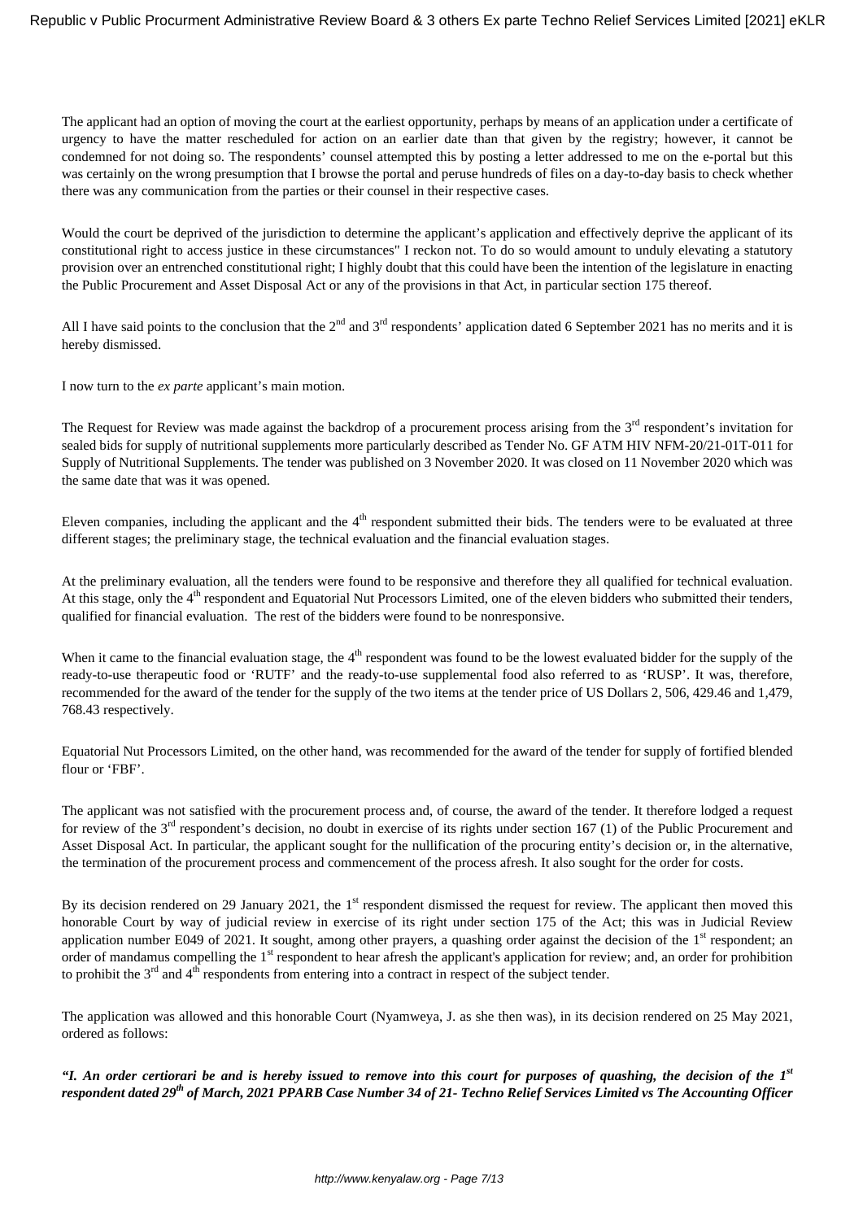The applicant had an option of moving the court at the earliest opportunity, perhaps by means of an application under a certificate of urgency to have the matter rescheduled for action on an earlier date than that given by the registry; however, it cannot be condemned for not doing so. The respondents' counsel attempted this by posting a letter addressed to me on the e-portal but this was certainly on the wrong presumption that I browse the portal and peruse hundreds of files on a day-to-day basis to check whether there was any communication from the parties or their counsel in their respective cases.

Would the court be deprived of the jurisdiction to determine the applicant's application and effectively deprive the applicant of its constitutional right to access justice in these circumstances" I reckon not. To do so would amount to unduly elevating a statutory provision over an entrenched constitutional right; I highly doubt that this could have been the intention of the legislature in enacting the Public Procurement and Asset Disposal Act or any of the provisions in that Act, in particular section 175 thereof.

All I have said points to the conclusion that the 2nd and 3rd respondents' application dated 6 September 2021 has no merits and it is hereby dismissed.

I now turn to the *ex parte* applicant's main motion.

The Request for Review was made against the backdrop of a procurement process arising from the 3rd respondent's invitation for sealed bids for supply of nutritional supplements more particularly described as Tender No. GF ATM HIV NFM-20/21-01T-011 for Supply of Nutritional Supplements. The tender was published on 3 November 2020. It was closed on 11 November 2020 which was the same date that was it was opened.

Eleven companies, including the applicant and the 4th respondent submitted their bids. The tenders were to be evaluated at three different stages; the preliminary stage, the technical evaluation and the financial evaluation stages.

At the preliminary evaluation, all the tenders were found to be responsive and therefore they all qualified for technical evaluation. At this stage, only the 4th respondent and Equatorial Nut Processors Limited, one of the eleven bidders who submitted their tenders, qualified for financial evaluation. The rest of the bidders were found to be nonresponsive.

When it came to the financial evaluation stage, the 4th respondent was found to be the lowest evaluated bidder for the supply of the ready-to-use therapeutic food or 'RUTF' and the ready-to-use supplemental food also referred to as 'RUSP'. It was, therefore, recommended for the award of the tender for the supply of the two items at the tender price of US Dollars 2, 506, 429.46 and 1,479, 768.43 respectively.

Equatorial Nut Processors Limited, on the other hand, was recommended for the award of the tender for supply of fortified blended flour or 'FBF'.

The applicant was not satisfied with the procurement process and, of course, the award of the tender. It therefore lodged a request for review of the 3rd respondent's decision, no doubt in exercise of its rights under section 167 (1) of the Public Procurement and Asset Disposal Act. In particular, the applicant sought for the nullification of the procuring entity's decision or, in the alternative, the termination of the procurement process and commencement of the process afresh. It also sought for the order for costs.

By its decision rendered on 29 January 2021, the 1st respondent dismissed the request for review. The applicant then moved this honorable Court by way of judicial review in exercise of its right under section 175 of the Act; this was in Judicial Review application number E049 of 2021. It sought, among other prayers, a quashing order against the decision of the 1st respondent; an order of mandamus compelling the 1st respondent to hear afresh the applicant's application for review; and, an order for prohibition to prohibit the 3rd and 4th respondents from entering into a contract in respect of the subject tender.

The application was allowed and this honorable Court (Nyamweya, J. as she then was), in its decision rendered on 25 May 2021, ordered as follows:

***"I. An order certiorari be and is hereby issued to remove into this court for purposes of quashing, the decision of the 1st respondent dated 29th of March, 2021 PPARB Case Number 34 of 21- Techno Relief Services Limited vs The Accounting Officer***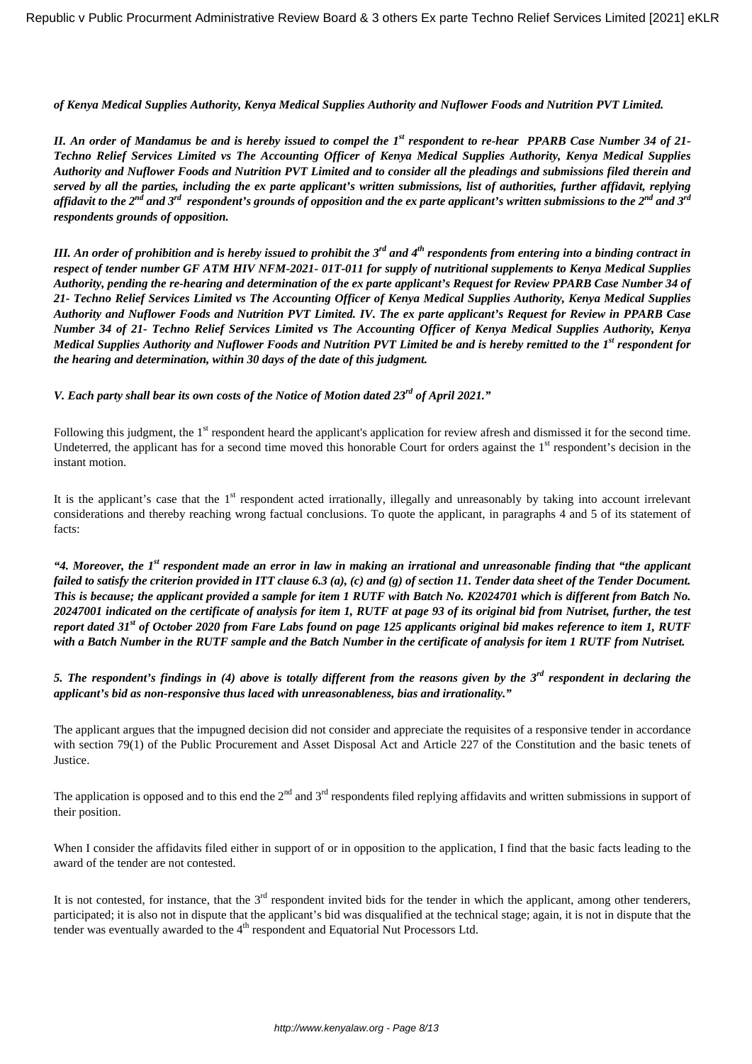***of Kenya Medical Supplies Authority, Kenya Medical Supplies Authority and Nuflower Foods and Nutrition PVT Limited.***

***II. An order of Mandamus be and is hereby issued to compel the 1st respondent to re-hear PPARB Case Number 34 of 21- Techno Relief Services Limited vs The Accounting Officer of Kenya Medical Supplies Authority, Kenya Medical Supplies Authority and Nuflower Foods and Nutrition PVT Limited and to consider all the pleadings and submissions filed therein and served by all the parties, including the ex parte applicant's written submissions, list of authorities, further affidavit, replying affidavit to the 2nd and 3rd respondent's grounds of opposition and the ex parte applicant's written submissions to the 2nd and 3rd respondents grounds of opposition.***

***III. An order of prohibition and is hereby issued to prohibit the 3rd and 4th respondents from entering into a binding contract in respect of tender number GF ATM HIV NFM-2021- 01T-011 for supply of nutritional supplements to Kenya Medical Supplies Authority, pending the re-hearing and determination of the ex parte applicant's Request for Review PPARB Case Number 34 of 21- Techno Relief Services Limited vs The Accounting Officer of Kenya Medical Supplies Authority, Kenya Medical Supplies Authority and Nuflower Foods and Nutrition PVT Limited. IV. The ex parte applicant's Request for Review in PPARB Case Number 34 of 21- Techno Relief Services Limited vs The Accounting Officer of Kenya Medical Supplies Authority, Kenya Medical Supplies Authority and Nuflower Foods and Nutrition PVT Limited be and is hereby remitted to the 1st respondent for the hearing and determination, within 30 days of the date of this judgment.***

***V. Each party shall bear its own costs of the Notice of Motion dated 23rd of April 2021."***

Following this judgment, the 1st respondent heard the applicant's application for review afresh and dismissed it for the second time. Undeterred, the applicant has for a second time moved this honorable Court for orders against the 1st respondent's decision in the instant motion.

It is the applicant's case that the 1st respondent acted irrationally, illegally and unreasonably by taking into account irrelevant considerations and thereby reaching wrong factual conclusions. To quote the applicant, in paragraphs 4 and 5 of its statement of facts:

***"4. Moreover, the 1st respondent made an error in law in making an irrational and unreasonable finding that "the applicant failed to satisfy the criterion provided in ITT clause 6.3 (a), (c) and (g) of section 11. Tender data sheet of the Tender Document. This is because; the applicant provided a sample for item 1 RUTF with Batch No. K2024701 which is different from Batch No. 20247001 indicated on the certificate of analysis for item 1, RUTF at page 93 of its original bid from Nutriset, further, the test report dated 31st of October 2020 from Fare Labs found on page 125 applicants original bid makes reference to item 1, RUTF with a Batch Number in the RUTF sample and the Batch Number in the certificate of analysis for item 1 RUTF from Nutriset.***

***5. The respondent's findings in (4) above is totally different from the reasons given by the 3rd respondent in declaring the applicant's bid as non-responsive thus laced with unreasonableness, bias and irrationality."***

The applicant argues that the impugned decision did not consider and appreciate the requisites of a responsive tender in accordance with section 79(1) of the Public Procurement and Asset Disposal Act and Article 227 of the Constitution and the basic tenets of Justice.

The application is opposed and to this end the 2nd and 3rd respondents filed replying affidavits and written submissions in support of their position.

When I consider the affidavits filed either in support of or in opposition to the application, I find that the basic facts leading to the award of the tender are not contested.

It is not contested, for instance, that the 3rd respondent invited bids for the tender in which the applicant, among other tenderers, participated; it is also not in dispute that the applicant's bid was disqualified at the technical stage; again, it is not in dispute that the tender was eventually awarded to the 4th respondent and Equatorial Nut Processors Ltd.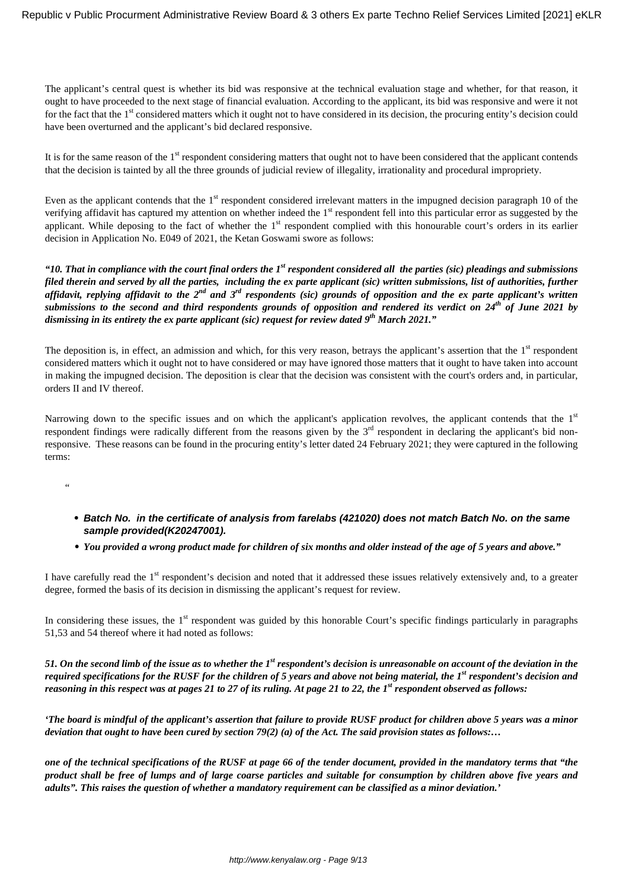The applicant's central quest is whether its bid was responsive at the technical evaluation stage and whether, for that reason, it ought to have proceeded to the next stage of financial evaluation. According to the applicant, its bid was responsive and were it not for the fact that the 1st considered matters which it ought not to have considered in its decision, the procuring entity's decision could have been overturned and the applicant's bid declared responsive.

It is for the same reason of the 1st respondent considering matters that ought not to have been considered that the applicant contends that the decision is tainted by all the three grounds of judicial review of illegality, irrationality and procedural impropriety.

Even as the applicant contends that the 1st respondent considered irrelevant matters in the impugned decision paragraph 10 of the verifying affidavit has captured my attention on whether indeed the 1st respondent fell into this particular error as suggested by the applicant. While deposing to the fact of whether the 1st respondent complied with this honourable court's orders in its earlier decision in Application No. E049 of 2021, the Ketan Goswami swore as follows:

***"10. That in compliance with the court final orders the 1st respondent considered all the parties (sic) pleadings and submissions filed therein and served by all the parties, including the ex parte applicant (sic) written submissions, list of authorities, further affidavit, replying affidavit to the 2nd and 3rd respondents (sic) grounds of opposition and the ex parte applicant's written submissions to the second and third respondents grounds of opposition and rendered its verdict on 24th of June 2021 by dismissing in its entirety the ex parte applicant (sic) request for review dated 9th March 2021."***

The deposition is, in effect, an admission and which, for this very reason, betrays the applicant's assertion that the 1st respondent considered matters which it ought not to have considered or may have ignored those matters that it ought to have taken into account in making the impugned decision. The deposition is clear that the decision was consistent with the court's orders and, in particular, orders II and IV thereof.

Narrowing down to the specific issues and on which the applicant's application revolves, the applicant contends that the 1st respondent findings were radically different from the reasons given by the 3rd respondent in declaring the applicant's bid non-responsive. These reasons can be found in the procuring entity's letter dated 24 February 2021; they were captured in the following terms:

"

- ***Batch No. in the certificate of analysis from farelabs (421020) does not match Batch No. on the same sample provided(K20247001).***
- ***You provided a wrong product made for children of six months and older instead of the age of 5 years and above."***

I have carefully read the 1st respondent's decision and noted that it addressed these issues relatively extensively and, to a greater degree, formed the basis of its decision in dismissing the applicant's request for review.

In considering these issues, the 1st respondent was guided by this honorable Court's specific findings particularly in paragraphs 51,53 and 54 thereof where it had noted as follows:

***51. On the second limb of the issue as to whether the 1st respondent's decision is unreasonable on account of the deviation in the required specifications for the RUSF for the children of 5 years and above not being material, the 1st respondent's decision and reasoning in this respect was at pages 21 to 27 of its ruling. At page 21 to 22, the 1st respondent observed as follows:***

***'The board is mindful of the applicant's assertion that failure to provide RUSF product for children above 5 years was a minor deviation that ought to have been cured by section 79(2) (a) of the Act. The said provision states as follows:…***

***one of the technical specifications of the RUSF at page 66 of the tender document, provided in the mandatory terms that "the product shall be free of lumps and of large coarse particles and suitable for consumption by children above five years and adults". This raises the question of whether a mandatory requirement can be classified as a minor deviation.'***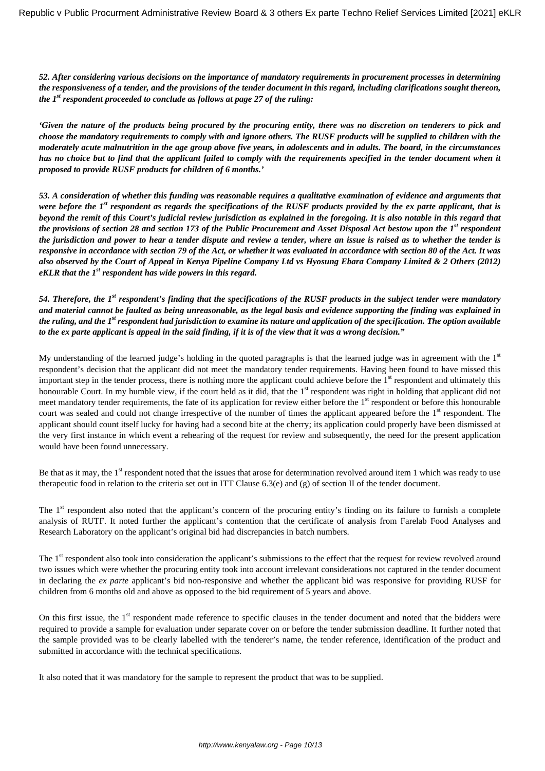***52. After considering various decisions on the importance of mandatory requirements in procurement processes in determining the responsiveness of a tender, and the provisions of the tender document in this regard, including clarifications sought thereon, the 1st respondent proceeded to conclude as follows at page 27 of the ruling:***

***'Given the nature of the products being procured by the procuring entity, there was no discretion on tenderers to pick and choose the mandatory requirements to comply with and ignore others. The RUSF products will be supplied to children with the moderately acute malnutrition in the age group above five years, in adolescents and in adults. The board, in the circumstances has no choice but to find that the applicant failed to comply with the requirements specified in the tender document when it proposed to provide RUSF products for children of 6 months.'***

***53. A consideration of whether this funding was reasonable requires a qualitative examination of evidence and arguments that were before the 1st respondent as regards the specifications of the RUSF products provided by the ex parte applicant, that is beyond the remit of this Court's judicial review jurisdiction as explained in the foregoing. It is also notable in this regard that the provisions of section 28 and section 173 of the Public Procurement and Asset Disposal Act bestow upon the 1st respondent the jurisdiction and power to hear a tender dispute and review a tender, where an issue is raised as to whether the tender is responsive in accordance with section 79 of the Act, or whether it was evaluated in accordance with section 80 of the Act. It was also observed by the Court of Appeal in Kenya Pipeline Company Ltd vs Hyosung Ebara Company Limited & 2 Others (2012) eKLR that the 1st respondent has wide powers in this regard.***

***54. Therefore, the 1st respondent's finding that the specifications of the RUSF products in the subject tender were mandatory and material cannot be faulted as being unreasonable, as the legal basis and evidence supporting the finding was explained in the ruling, and the 1st respondent had jurisdiction to examine its nature and application of the specification. The option available to the ex parte applicant is appeal in the said finding, if it is of the view that it was a wrong decision."***

My understanding of the learned judge's holding in the quoted paragraphs is that the learned judge was in agreement with the 1st respondent's decision that the applicant did not meet the mandatory tender requirements. Having been found to have missed this important step in the tender process, there is nothing more the applicant could achieve before the 1st respondent and ultimately this honourable Court. In my humble view, if the court held as it did, that the 1st respondent was right in holding that applicant did not meet mandatory tender requirements, the fate of its application for review either before the 1st respondent or before this honourable court was sealed and could not change irrespective of the number of times the applicant appeared before the 1st respondent. The applicant should count itself lucky for having had a second bite at the cherry; its application could properly have been dismissed at the very first instance in which event a rehearing of the request for review and subsequently, the need for the present application would have been found unnecessary.

Be that as it may, the 1st respondent noted that the issues that arose for determination revolved around item 1 which was ready to use therapeutic food in relation to the criteria set out in ITT Clause 6.3(e) and (g) of section II of the tender document.

The 1st respondent also noted that the applicant's concern of the procuring entity's finding on its failure to furnish a complete analysis of RUTF. It noted further the applicant's contention that the certificate of analysis from Farelab Food Analyses and Research Laboratory on the applicant's original bid had discrepancies in batch numbers.

The 1st respondent also took into consideration the applicant's submissions to the effect that the request for review revolved around two issues which were whether the procuring entity took into account irrelevant considerations not captured in the tender document in declaring the *ex parte* applicant's bid non-responsive and whether the applicant bid was responsive for providing RUSF for children from 6 months old and above as opposed to the bid requirement of 5 years and above.

On this first issue, the 1st respondent made reference to specific clauses in the tender document and noted that the bidders were required to provide a sample for evaluation under separate cover on or before the tender submission deadline. It further noted that the sample provided was to be clearly labelled with the tenderer's name, the tender reference, identification of the product and submitted in accordance with the technical specifications.

It also noted that it was mandatory for the sample to represent the product that was to be supplied.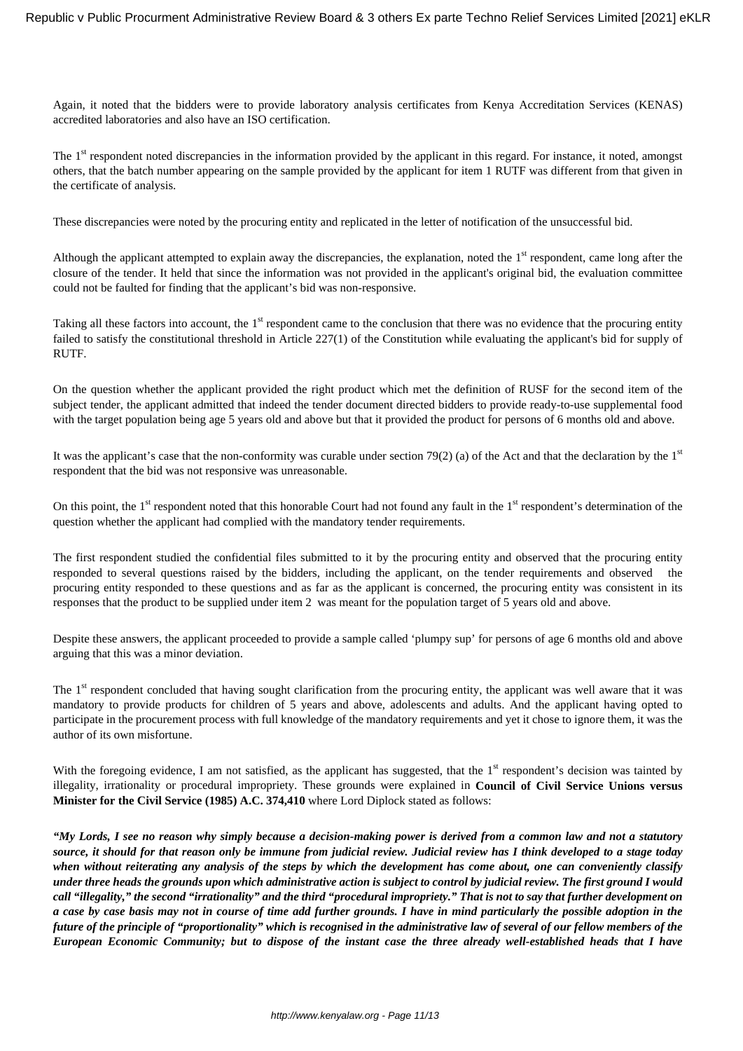Again, it noted that the bidders were to provide laboratory analysis certificates from Kenya Accreditation Services (KENAS) accredited laboratories and also have an ISO certification.

The 1st respondent noted discrepancies in the information provided by the applicant in this regard. For instance, it noted, amongst others, that the batch number appearing on the sample provided by the applicant for item 1 RUTF was different from that given in the certificate of analysis.

These discrepancies were noted by the procuring entity and replicated in the letter of notification of the unsuccessful bid.

Although the applicant attempted to explain away the discrepancies, the explanation, noted the 1st respondent, came long after the closure of the tender. It held that since the information was not provided in the applicant's original bid, the evaluation committee could not be faulted for finding that the applicant's bid was non-responsive.

Taking all these factors into account, the 1st respondent came to the conclusion that there was no evidence that the procuring entity failed to satisfy the constitutional threshold in Article 227(1) of the Constitution while evaluating the applicant's bid for supply of RUTF.

On the question whether the applicant provided the right product which met the definition of RUSF for the second item of the subject tender, the applicant admitted that indeed the tender document directed bidders to provide ready-to-use supplemental food with the target population being age 5 years old and above but that it provided the product for persons of 6 months old and above.

It was the applicant's case that the non-conformity was curable under section 79(2) (a) of the Act and that the declaration by the 1st respondent that the bid was not responsive was unreasonable.

On this point, the 1st respondent noted that this honorable Court had not found any fault in the 1st respondent's determination of the question whether the applicant had complied with the mandatory tender requirements.

The first respondent studied the confidential files submitted to it by the procuring entity and observed that the procuring entity responded to several questions raised by the bidders, including the applicant, on the tender requirements and observed the procuring entity responded to these questions and as far as the applicant is concerned, the procuring entity was consistent in its responses that the product to be supplied under item 2 was meant for the population target of 5 years old and above.

Despite these answers, the applicant proceeded to provide a sample called 'plumpy sup' for persons of age 6 months old and above arguing that this was a minor deviation.

The 1st respondent concluded that having sought clarification from the procuring entity, the applicant was well aware that it was mandatory to provide products for children of 5 years and above, adolescents and adults. And the applicant having opted to participate in the procurement process with full knowledge of the mandatory requirements and yet it chose to ignore them, it was the author of its own misfortune.

With the foregoing evidence, I am not satisfied, as the applicant has suggested, that the 1st respondent's decision was tainted by illegality, irrationality or procedural impropriety. These grounds were explained in **Council of Civil Service Unions versus Minister for the Civil Service (1985) A.C. 374,410** where Lord Diplock stated as follows:

***"My Lords, I see no reason why simply because a decision-making power is derived from a common law and not a statutory source, it should for that reason only be immune from judicial review. Judicial review has I think developed to a stage today when without reiterating any analysis of the steps by which the development has come about, one can conveniently classify under three heads the grounds upon which administrative action is subject to control by judicial review. The first ground I would call "illegality," the second "irrationality" and the third "procedural impropriety." That is not to say that further development on a case by case basis may not in course of time add further grounds. I have in mind particularly the possible adoption in the future of the principle of "proportionality" which is recognised in the administrative law of several of our fellow members of the European Economic Community; but to dispose of the instant case the three already well-established heads that I have***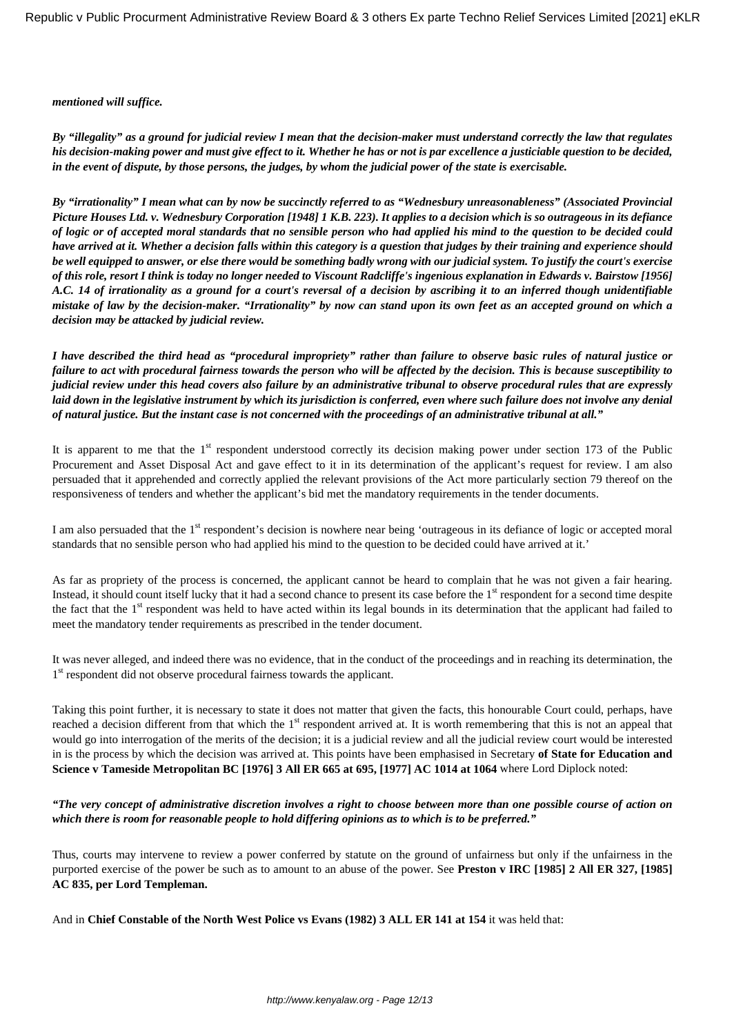***mentioned will suffice.***

***By "illegality" as a ground for judicial review I mean that the decision-maker must understand correctly the law that regulates his decision-making power and must give effect to it. Whether he has or not is par excellence a justiciable question to be decided, in the event of dispute, by those persons, the judges, by whom the judicial power of the state is exercisable.***

***By "irrationality" I mean what can by now be succinctly referred to as "Wednesbury unreasonableness" (Associated Provincial Picture Houses Ltd. v. Wednesbury Corporation [1948] 1 K.B. 223). It applies to a decision which is so outrageous in its defiance of logic or of accepted moral standards that no sensible person who had applied his mind to the question to be decided could have arrived at it. Whether a decision falls within this category is a question that judges by their training and experience should be well equipped to answer, or else there would be something badly wrong with our judicial system. To justify the court's exercise of this role, resort I think is today no longer needed to Viscount Radcliffe's ingenious explanation in Edwards v. Bairstow [1956] A.C. 14 of irrationality as a ground for a court's reversal of a decision by ascribing it to an inferred though unidentifiable mistake of law by the decision-maker. "Irrationality" by now can stand upon its own feet as an accepted ground on which a decision may be attacked by judicial review.***

***I have described the third head as "procedural impropriety" rather than failure to observe basic rules of natural justice or failure to act with procedural fairness towards the person who will be affected by the decision. This is because susceptibility to judicial review under this head covers also failure by an administrative tribunal to observe procedural rules that are expressly laid down in the legislative instrument by which its jurisdiction is conferred, even where such failure does not involve any denial of natural justice. But the instant case is not concerned with the proceedings of an administrative tribunal at all."***

It is apparent to me that the 1st respondent understood correctly its decision making power under section 173 of the Public Procurement and Asset Disposal Act and gave effect to it in its determination of the applicant's request for review. I am also persuaded that it apprehended and correctly applied the relevant provisions of the Act more particularly section 79 thereof on the responsiveness of tenders and whether the applicant's bid met the mandatory requirements in the tender documents.

I am also persuaded that the 1st respondent's decision is nowhere near being 'outrageous in its defiance of logic or accepted moral standards that no sensible person who had applied his mind to the question to be decided could have arrived at it.'

As far as propriety of the process is concerned, the applicant cannot be heard to complain that he was not given a fair hearing. Instead, it should count itself lucky that it had a second chance to present its case before the 1st respondent for a second time despite the fact that the 1st respondent was held to have acted within its legal bounds in its determination that the applicant had failed to meet the mandatory tender requirements as prescribed in the tender document.

It was never alleged, and indeed there was no evidence, that in the conduct of the proceedings and in reaching its determination, the 1st respondent did not observe procedural fairness towards the applicant.

Taking this point further, it is necessary to state it does not matter that given the facts, this honourable Court could, perhaps, have reached a decision different from that which the 1st respondent arrived at. It is worth remembering that this is not an appeal that would go into interrogation of the merits of the decision; it is a judicial review and all the judicial review court would be interested in is the process by which the decision was arrived at. This points have been emphasised in Secretary **of State for Education and Science v Tameside Metropolitan BC [1976] 3 All ER 665 at 695, [1977] AC 1014 at 1064** where Lord Diplock noted:

***"The very concept of administrative discretion involves a right to choose between more than one possible course of action on which there is room for reasonable people to hold differing opinions as to which is to be preferred."***

Thus, courts may intervene to review a power conferred by statute on the ground of unfairness but only if the unfairness in the purported exercise of the power be such as to amount to an abuse of the power. See **Preston v IRC [1985] 2 All ER 327, [1985] AC 835, per Lord Templeman.**

And in **Chief Constable of the North West Police vs Evans (1982) 3 ALL ER 141 at 154** it was held that: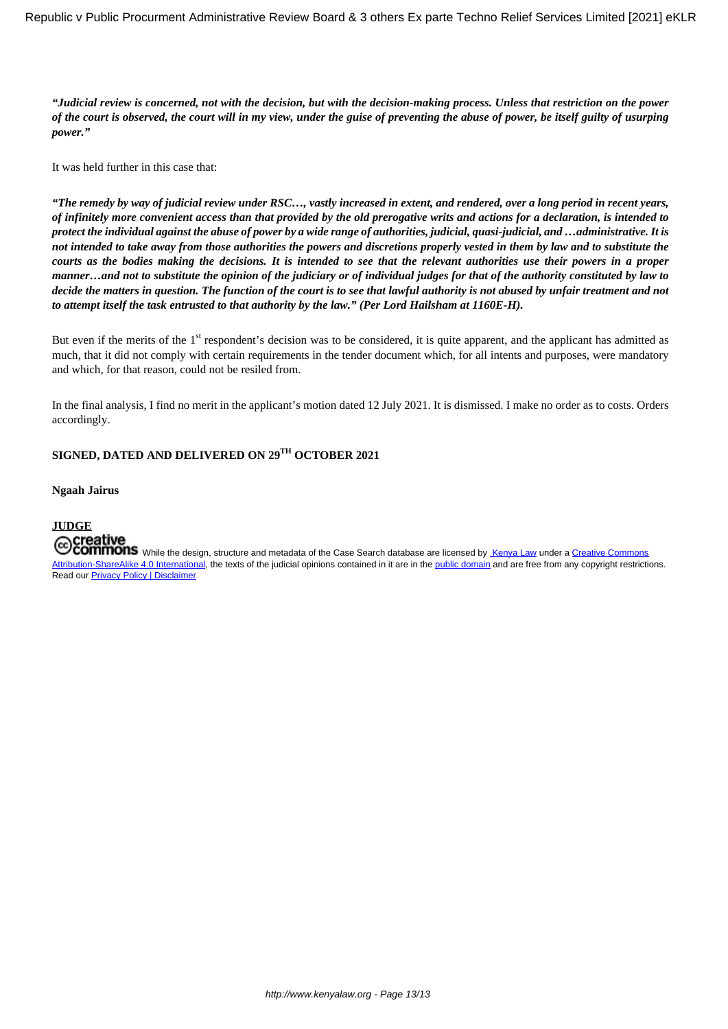***"Judicial review is concerned, not with the decision, but with the decision-making process. Unless that restriction on the power of the court is observed, the court will in my view, under the guise of preventing the abuse of power, be itself guilty of usurping power."***

It was held further in this case that:

***"The remedy by way of judicial review under RSC…, vastly increased in extent, and rendered, over a long period in recent years, of infinitely more convenient access than that provided by the old prerogative writs and actions for a declaration, is intended to protect the individual against the abuse of power by a wide range of authorities, judicial, quasi-judicial, and …administrative. It is not intended to take away from those authorities the powers and discretions properly vested in them by law and to substitute the courts as the bodies making the decisions. It is intended to see that the relevant authorities use their powers in a proper manner…and not to substitute the opinion of the judiciary or of individual judges for that of the authority constituted by law to decide the matters in question. The function of the court is to see that lawful authority is not abused by unfair treatment and not to attempt itself the task entrusted to that authority by the law." (Per Lord Hailsham at 1160E-H).***

But even if the merits of the 1st respondent's decision was to be considered, it is quite apparent, and the applicant has admitted as much, that it did not comply with certain requirements in the tender document which, for all intents and purposes, were mandatory and which, for that reason, could not be resiled from.

In the final analysis, I find no merit in the applicant's motion dated 12 July 2021. It is dismissed. I make no order as to costs. Orders accordingly.

**SIGNED, DATED AND DELIVERED ON 29TH OCTOBER 2021**

**Ngaah Jairus**

**JUDGE**

While the design, structure and metadata of the Case Search database are licensed by Kenya Law under a Creative Commons Attribution-ShareAlike 4.0 International, the texts of the judicial opinions contained in it are in the public domain and are free from any copyright restrictions. Read our Privacy Policy | Disclaimer